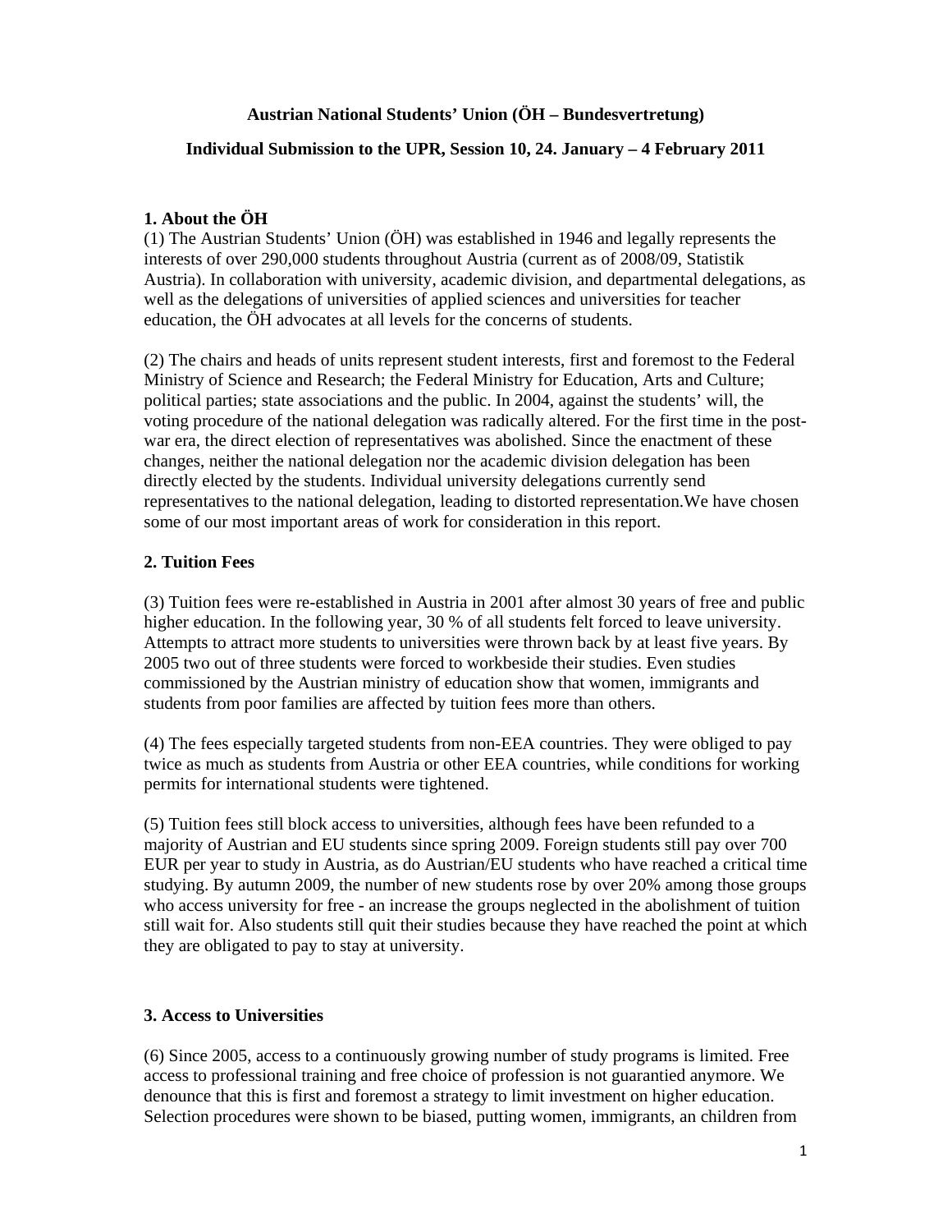**Austrian National Students' Union (ÖH – Bundesvertretung)**

**Individual Submission to the UPR, Session 10, 24. January – 4 February 2011**

## 1. About the ÖH

(1) The Austrian Students' Union (ÖH) was established in 1946 and legally represents the interests of over 290,000 students throughout Austria (current as of 2008/09, Statistik Austria). In collaboration with university, academic division, and departmental delegations, as well as the delegations of universities of applied sciences and universities for teacher education, the ÖH advocates at all levels for the concerns of students.

(2) The chairs and heads of units represent student interests, first and foremost to the Federal Ministry of Science and Research; the Federal Ministry for Education, Arts and Culture; political parties; state associations and the public. In 2004, against the students' will, the voting procedure of the national delegation was radically altered. For the first time in the post-war era, the direct election of representatives was abolished. Since the enactment of these changes, neither the national delegation nor the academic division delegation has been directly elected by the students. Individual university delegations currently send representatives to the national delegation, leading to distorted representation.We have chosen some of our most important areas of work for consideration in this report.

## 2. Tuition Fees

(3) Tuition fees were re-established in Austria in 2001 after almost 30 years of free and public higher education. In the following year, 30 % of all students felt forced to leave university. Attempts to attract more students to universities were thrown back by at least five years. By 2005 two out of three students were forced to workbeside their studies. Even studies commissioned by the Austrian ministry of education show that women, immigrants and students from poor families are affected by tuition fees more than others.

(4) The fees especially targeted students from non-EEA countries. They were obliged to pay twice as much as students from Austria or other EEA countries, while conditions for working permits for international students were tightened.

(5) Tuition fees still block access to universities, although fees have been refunded to a majority of Austrian and EU students since spring 2009. Foreign students still pay over 700 EUR per year to study in Austria, as do Austrian/EU students who have reached a critical time studying. By autumn 2009, the number of new students rose by over 20% among those groups who access university for free - an increase the groups neglected in the abolishment of tuition still wait for. Also students still quit their studies because they have reached the point at which they are obligated to pay to stay at university.

## 3. Access to Universities

(6) Since 2005, access to a continuously growing number of study programs is limited. Free access to professional training and free choice of profession is not guarantied anymore. We denounce that this is first and foremost a strategy to limit investment on higher education. Selection procedures were shown to be biased, putting women, immigrants, an children from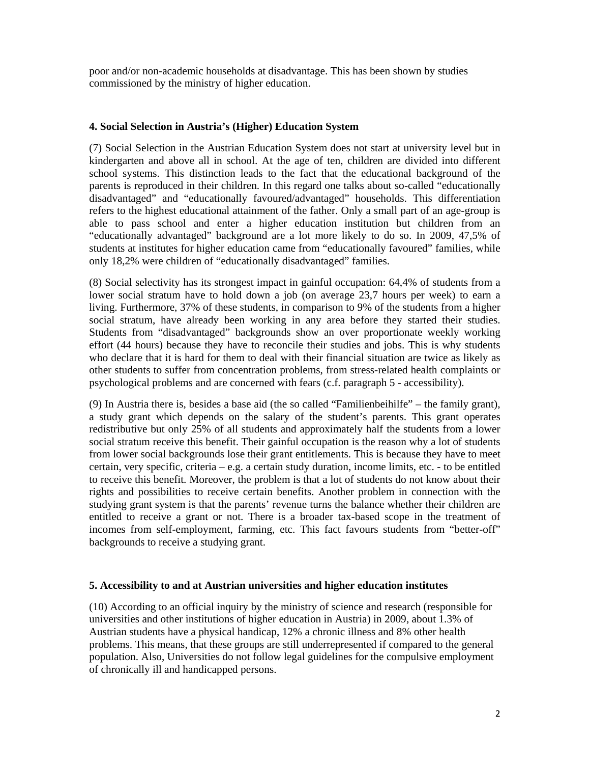poor and/or non-academic households at disadvantage. This has been shown by studies commissioned by the ministry of higher education.

#### 4. Social Selection in Austria's (Higher) Education System

(7) Social Selection in the Austrian Education System does not start at university level but in kindergarten and above all in school. At the age of ten, children are divided into different school systems. This distinction leads to the fact that the educational background of the parents is reproduced in their children. In this regard one talks about so-called "educationally disadvantaged" and "educationally favoured/advantaged" households. This differentiation refers to the highest educational attainment of the father. Only a small part of an age-group is able to pass school and enter a higher education institution but children from an "educationally advantaged" background are a lot more likely to do so. In 2009, 47,5% of students at institutes for higher education came from "educationally favoured" families, while only 18,2% were children of "educationally disadvantaged" families.

(8) Social selectivity has its strongest impact in gainful occupation: 64,4% of students from a lower social stratum have to hold down a job (on average 23,7 hours per week) to earn a living. Furthermore, 37% of these students, in comparison to 9% of the students from a higher social stratum, have already been working in any area before they started their studies. Students from "disadvantaged" backgrounds show an over proportionate weekly working effort (44 hours) because they have to reconcile their studies and jobs. This is why students who declare that it is hard for them to deal with their financial situation are twice as likely as other students to suffer from concentration problems, from stress-related health complaints or psychological problems and are concerned with fears (c.f. paragraph 5 - accessibility).

(9) In Austria there is, besides a base aid (the so called "Familienbeihilfe" – the family grant), a study grant which depends on the salary of the student's parents. This grant operates redistributive but only 25% of all students and approximately half the students from a lower social stratum receive this benefit. Their gainful occupation is the reason why a lot of students from lower social backgrounds lose their grant entitlements. This is because they have to meet certain, very specific, criteria – e.g. a certain study duration, income limits, etc. - to be entitled to receive this benefit. Moreover, the problem is that a lot of students do not know about their rights and possibilities to receive certain benefits. Another problem in connection with the studying grant system is that the parents' revenue turns the balance whether their children are entitled to receive a grant or not. There is a broader tax-based scope in the treatment of incomes from self-employment, farming, etc. This fact favours students from "better-off" backgrounds to receive a studying grant.

#### 5. Accessibility to and at Austrian universities and higher education institutes

(10) According to an official inquiry by the ministry of science and research (responsible for universities and other institutions of higher education in Austria) in 2009, about 1.3% of Austrian students have a physical handicap, 12% a chronic illness and 8% other health problems. This means, that these groups are still underrepresented if compared to the general population. Also, Universities do not follow legal guidelines for the compulsive employment of chronically ill and handicapped persons.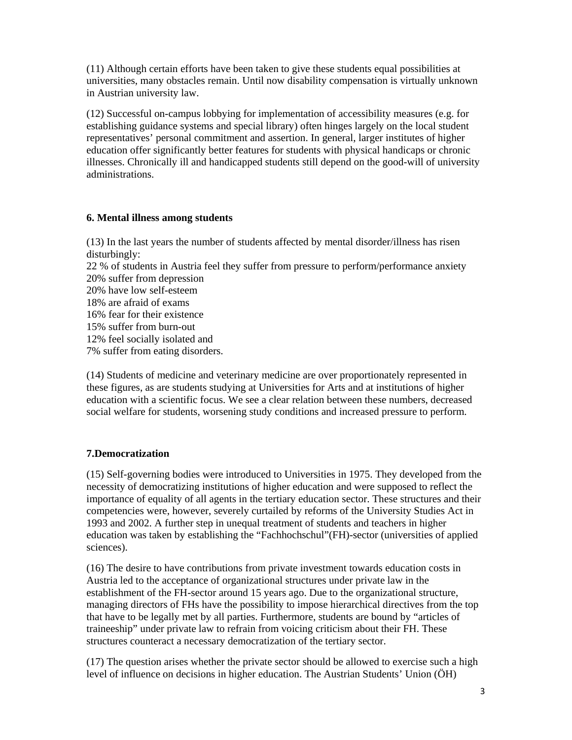(11) Although certain efforts have been taken to give these students equal possibilities at universities, many obstacles remain. Until now disability compensation is virtually unknown in Austrian university law.

(12) Successful on-campus lobbying for implementation of accessibility measures (e.g. for establishing guidance systems and special library) often hinges largely on the local student representatives' personal commitment and assertion. In general, larger institutes of higher education offer significantly better features for students with physical handicaps or chronic illnesses. Chronically ill and handicapped students still depend on the good-will of university administrations.

**6. Mental illness among students**

(13) In the last years the number of students affected by mental disorder/illness has risen disturbingly:
22 % of students in Austria feel they suffer from pressure to perform/performance anxiety
20% suffer from depression
20% have low self-esteem
18% are afraid of exams
16% fear for their existence
15% suffer from burn-out
12% feel socially isolated and
7% suffer from eating disorders.

(14) Students of medicine and veterinary medicine are over proportionately represented in these figures, as are students studying at Universities for Arts and at institutions of higher education with a scientific focus. We see a clear relation between these numbers, decreased social welfare for students, worsening study conditions and increased pressure to perform.

**7.Democratization**

(15) Self-governing bodies were introduced to Universities in 1975. They developed from the necessity of democratizing institutions of higher education and were supposed to reflect the importance of equality of all agents in the tertiary education sector. These structures and their competencies were, however, severely curtailed by reforms of the University Studies Act in 1993 and 2002. A further step in unequal treatment of students and teachers in higher education was taken by establishing the "Fachhochschul"(FH)-sector (universities of applied sciences).

(16) The desire to have contributions from private investment towards education costs in Austria led to the acceptance of organizational structures under private law in the establishment of the FH-sector around 15 years ago. Due to the organizational structure, managing directors of FHs have the possibility to impose hierarchical directives from the top that have to be legally met by all parties. Furthermore, students are bound by "articles of traineeship" under private law to refrain from voicing criticism about their FH. These structures counteract a necessary democratization of the tertiary sector.

(17) The question arises whether the private sector should be allowed to exercise such a high level of influence on decisions in higher education. The Austrian Students' Union (ÖH)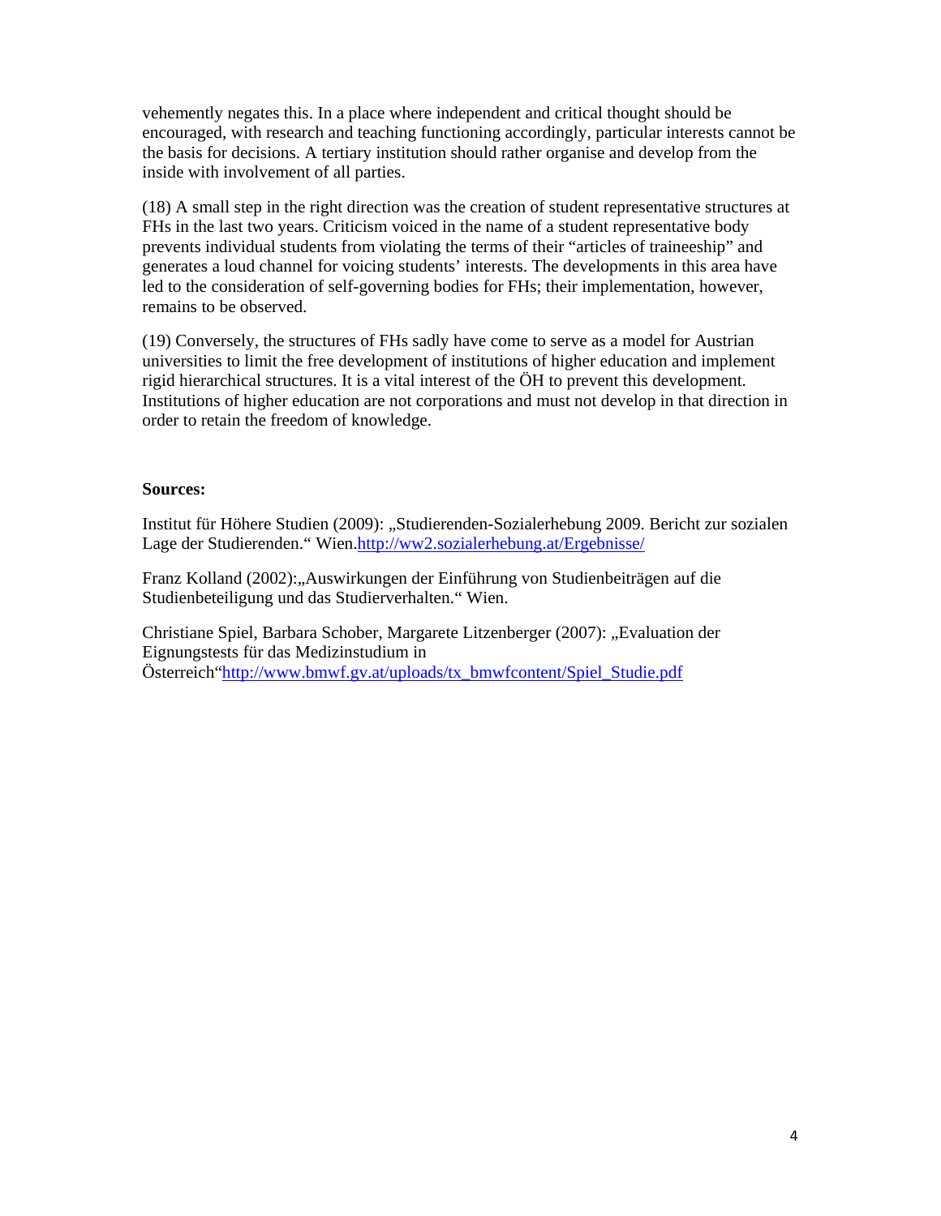vehemently negates this. In a place where independent and critical thought should be encouraged, with research and teaching functioning accordingly, particular interests cannot be the basis for decisions. A tertiary institution should rather organise and develop from the inside with involvement of all parties.

(18) A small step in the right direction was the creation of student representative structures at FHs in the last two years. Criticism voiced in the name of a student representative body prevents individual students from violating the terms of their "articles of traineeship" and generates a loud channel for voicing students' interests. The developments in this area have led to the consideration of self-governing bodies for FHs; their implementation, however, remains to be observed.

(19) Conversely, the structures of FHs sadly have come to serve as a model for Austrian universities to limit the free development of institutions of higher education and implement rigid hierarchical structures. It is a vital interest of the ÖH to prevent this development. Institutions of higher education are not corporations and must not develop in that direction in order to retain the freedom of knowledge.

**Sources:**

Institut für Höhere Studien (2009): „Studierenden-Sozialerhebung 2009. Bericht zur sozialen Lage der Studierenden." Wien.http://ww2.sozialerhebung.at/Ergebnisse/

Franz Kolland (2002):„Auswirkungen der Einführung von Studienbeiträgen auf die Studienbeteiligung und das Studierverhalten." Wien.

Christiane Spiel, Barbara Schober, Margarete Litzenberger (2007): „Evaluation der Eignungstests für das Medizinstudium in Österreich"http://www.bmwf.gv.at/uploads/tx_bmwfcontent/Spiel_Studie.pdf